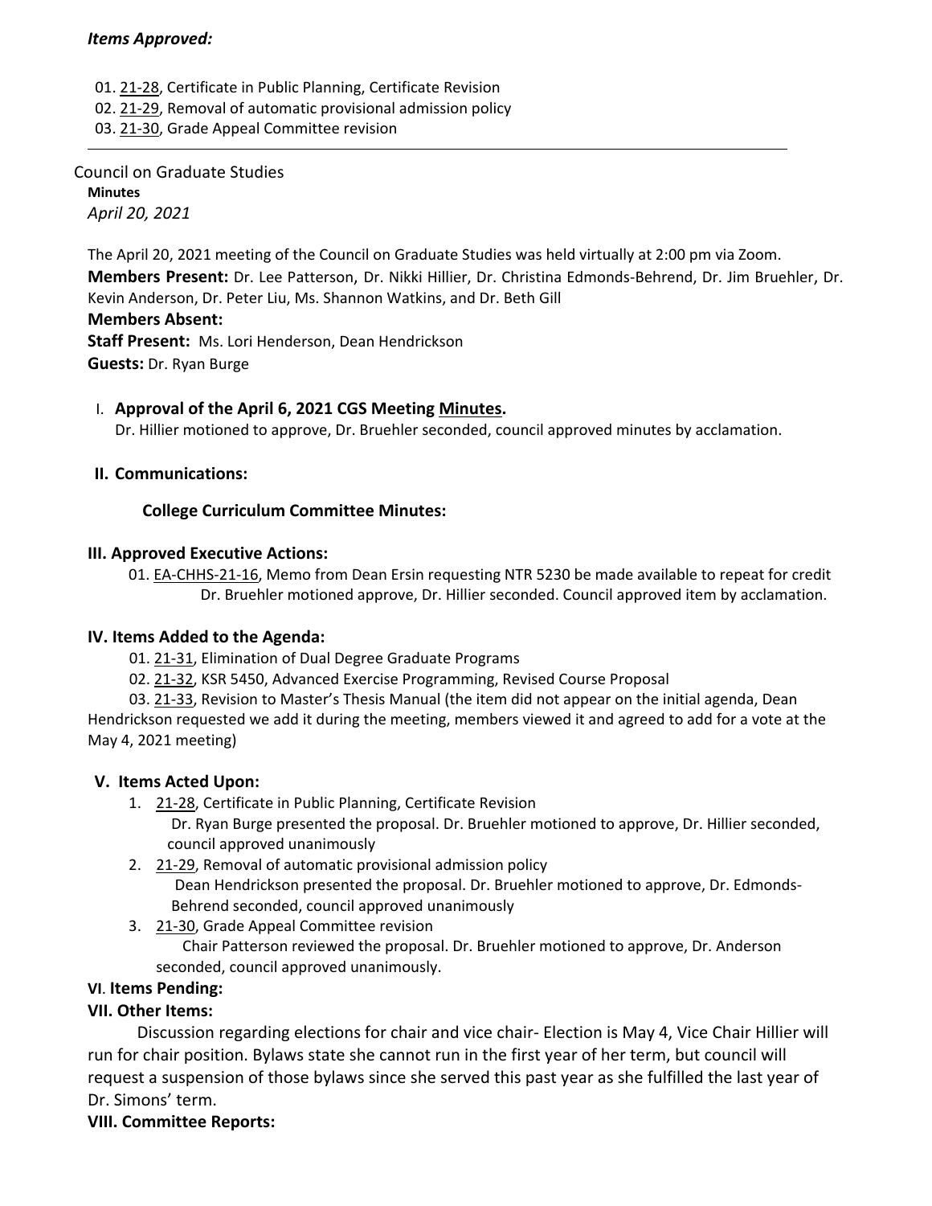***Items Approved:***

01. 21-28, Certificate in Public Planning, Certificate Revision
02. 21-29, Removal of automatic provisional admission policy
03. 21-30, Grade Appeal Committee revision

---

Council on Graduate Studies
**Minutes**
*April 20, 2021*

The April 20, 2021 meeting of the Council on Graduate Studies was held virtually at 2:00 pm via Zoom.
**Members Present:** Dr. Lee Patterson, Dr. Nikki Hillier, Dr. Christina Edmonds-Behrend, Dr. Jim Bruehler, Dr. Kevin Anderson, Dr. Peter Liu, Ms. Shannon Watkins, and Dr. Beth Gill
**Members Absent:**
**Staff Present:** Ms. Lori Henderson, Dean Hendrickson
**Guests:** Dr. Ryan Burge

## I. Approval of the April 6, 2021 CGS Meeting Minutes.

Dr. Hillier motioned to approve, Dr. Bruehler seconded, council approved minutes by acclamation.

## II. Communications:

**College Curriculum Committee Minutes:**

## III. Approved Executive Actions:

01. EA-CHHS-21-16, Memo from Dean Ersin requesting NTR 5230 be made available to repeat for credit
    Dr. Bruehler motioned approve, Dr. Hillier seconded. Council approved item by acclamation.

## IV. Items Added to the Agenda:

01. 21-31, Elimination of Dual Degree Graduate Programs
02. 21-32, KSR 5450, Advanced Exercise Programming, Revised Course Proposal
03. 21-33, Revision to Master's Thesis Manual (the item did not appear on the initial agenda, Dean Hendrickson requested we add it during the meeting, members viewed it and agreed to add for a vote at the May 4, 2021 meeting)

## V. Items Acted Upon:

1. 21-28, Certificate in Public Planning, Certificate Revision
   Dr. Ryan Burge presented the proposal. Dr. Bruehler motioned to approve, Dr. Hillier seconded, council approved unanimously
2. 21-29, Removal of automatic provisional admission policy
   Dean Hendrickson presented the proposal. Dr. Bruehler motioned to approve, Dr. Edmonds-Behrend seconded, council approved unanimously
3. 21-30, Grade Appeal Committee revision
   Chair Patterson reviewed the proposal. Dr. Bruehler motioned to approve, Dr. Anderson seconded, council approved unanimously.

## VI. Items Pending:

## VII. Other Items:

Discussion regarding elections for chair and vice chair- Election is May 4, Vice Chair Hillier will run for chair position. Bylaws state she cannot run in the first year of her term, but council will request a suspension of those bylaws since she served this past year as she fulfilled the last year of Dr. Simons' term.

## VIII. Committee Reports: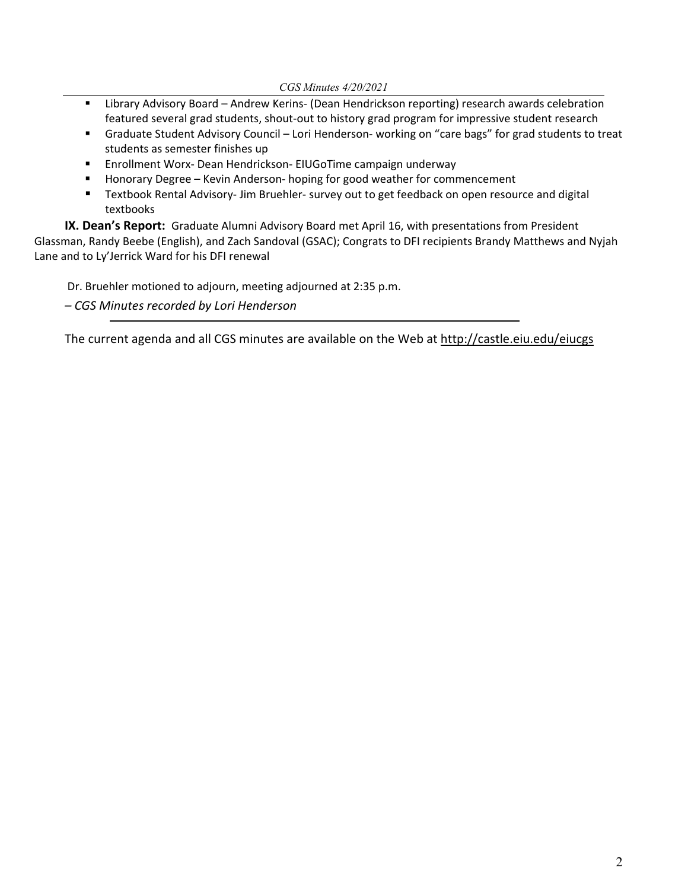- Library Advisory Board – Andrew Kerins- (Dean Hendrickson reporting) research awards celebration featured several grad students, shout-out to history grad program for impressive student research
- Graduate Student Advisory Council – Lori Henderson- working on "care bags" for grad students to treat students as semester finishes up
- Enrollment Worx- Dean Hendrickson- EIUGoTime campaign underway
- Honorary Degree – Kevin Anderson- hoping for good weather for commencement
- Textbook Rental Advisory- Jim Bruehler- survey out to get feedback on open resource and digital textbooks

**IX. Dean's Report:** Graduate Alumni Advisory Board met April 16, with presentations from President Glassman, Randy Beebe (English), and Zach Sandoval (GSAC); Congrats to DFI recipients Brandy Matthews and Nyjah Lane and to Ly'Jerrick Ward for his DFI renewal

Dr. Bruehler motioned to adjourn, meeting adjourned at 2:35 p.m.

*– CGS Minutes recorded by Lori Henderson*

---

The current agenda and all CGS minutes are available on the Web at http://castle.eiu.edu/eiucgs